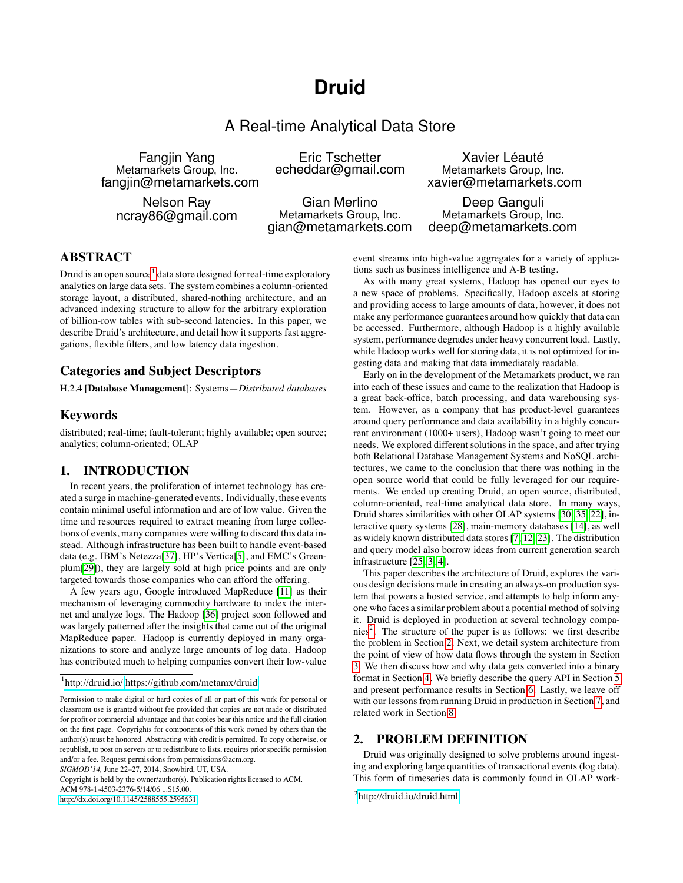# Druid

## A Real-time Analytical Data Store

Fangjin Yang
Metamarkets Group, Inc.
fangjin@metamarkets.com

Eric Tschetter
echeddar@gmail.com

Xavier Léauté
Metamarkets Group, Inc.
xavier@metamarkets.com

Nelson Ray
ncray86@gmail.com

Gian Merlino
Metamarkets Group, Inc.
gian@metamarkets.com

Deep Ganguli
Metamarkets Group, Inc.
deep@metamarkets.com

## ABSTRACT

Druid is an open source[1] data store designed for real-time exploratory analytics on large data sets. The system combines a column-oriented storage layout, a distributed, shared-nothing architecture, and an advanced indexing structure to allow for the arbitrary exploration of billion-row tables with sub-second latencies. In this paper, we describe Druid's architecture, and detail how it supports fast aggregations, flexible filters, and low latency data ingestion.

## Categories and Subject Descriptors

H.2.4 [**Database Management**]: Systems—*Distributed databases*

## Keywords

distributed; real-time; fault-tolerant; highly available; open source; analytics; column-oriented; OLAP

## 1. INTRODUCTION

In recent years, the proliferation of internet technology has created a surge in machine-generated events. Individually, these events contain minimal useful information and are of low value. Given the time and resources required to extract meaning from large collections of events, many companies were willing to discard this data instead. Although infrastructure has been built to handle event-based data (e.g. IBM's Netezza[37], HP's Vertica[5], and EMC's Greenplum[29]), they are largely sold at high price points and are only targeted towards those companies who can afford the offering.

A few years ago, Google introduced MapReduce [11] as their mechanism of leveraging commodity hardware to index the internet and analyze logs. The Hadoop [36] project soon followed and was largely patterned after the insights that came out of the original MapReduce paper. Hadoop is currently deployed in many organizations to store and analyze large amounts of log data. Hadoop has contributed much to helping companies convert their low-value event streams into high-value aggregates for a variety of applications such as business intelligence and A-B testing.

As with many great systems, Hadoop has opened our eyes to a new space of problems. Specifically, Hadoop excels at storing and providing access to large amounts of data, however, it does not make any performance guarantees around how quickly that data can be accessed. Furthermore, although Hadoop is a highly available system, performance degrades under heavy concurrent load. Lastly, while Hadoop works well for storing data, it is not optimized for ingesting data and making that data immediately readable.

Early on in the development of the Metamarkets product, we ran into each of these issues and came to the realization that Hadoop is a great back-office, batch processing, and data warehousing system. However, as a company that has product-level guarantees around query performance and data availability in a highly concurrent environment (1000+ users), Hadoop wasn't going to meet our needs. We explored different solutions in the space, and after trying both Relational Database Management Systems and NoSQL architectures, we came to the conclusion that there was nothing in the open source world that could be fully leveraged for our requirements. We ended up creating Druid, an open source, distributed, column-oriented, real-time analytical data store. In many ways, Druid shares similarities with other OLAP systems [30, 35, 22], interactive query systems [28], main-memory databases [14], as well as widely known distributed data stores [7, 12, 23]. The distribution and query model also borrow ideas from current generation search infrastructure [25, 3, 4].

This paper describes the architecture of Druid, explores the various design decisions made in creating an always-on production system that powers a hosted service, and attempts to help inform anyone who faces a similar problem about a potential method of solving it. Druid is deployed in production at several technology companies[2]. The structure of the paper is as follows: we first describe the problem in Section 2. Next, we detail system architecture from the point of view of how data flows through the system in Section 3. We then discuss how and why data gets converted into a binary format in Section 4. We briefly describe the query API in Section 5 and present performance results in Section 6. Lastly, we leave off with our lessons from running Druid in production in Section 7, and related work in Section 8.

## 2. PROBLEM DEFINITION

Druid was originally designed to solve problems around ingesting and exploring large quantities of transactional events (log data). This form of timeseries data is commonly found in OLAP work-

[1] http://druid.io/ https://github.com/metamx/druid

[2] http://druid.io/druid.html

Permission to make digital or hard copies of all or part of this work for personal or classroom use is granted without fee provided that copies are not made or distributed for profit or commercial advantage and that copies bear this notice and the full citation on the first page. Copyrights for components of this work owned by others than the author(s) must be honored. Abstracting with credit is permitted. To copy otherwise, or republish, to post on servers or to redistribute to lists, requires prior specific permission and/or a fee. Request permissions from permissions@acm.org.
*SIGMOD'14,* June 22–27, 2014, Snowbird, UT, USA.
Copyright is held by the owner/author(s). Publication rights licensed to ACM.
ACM 978-1-4503-2376-5/14/06 ...$15.00.
http://dx.doi.org/10.1145/2588555.2595631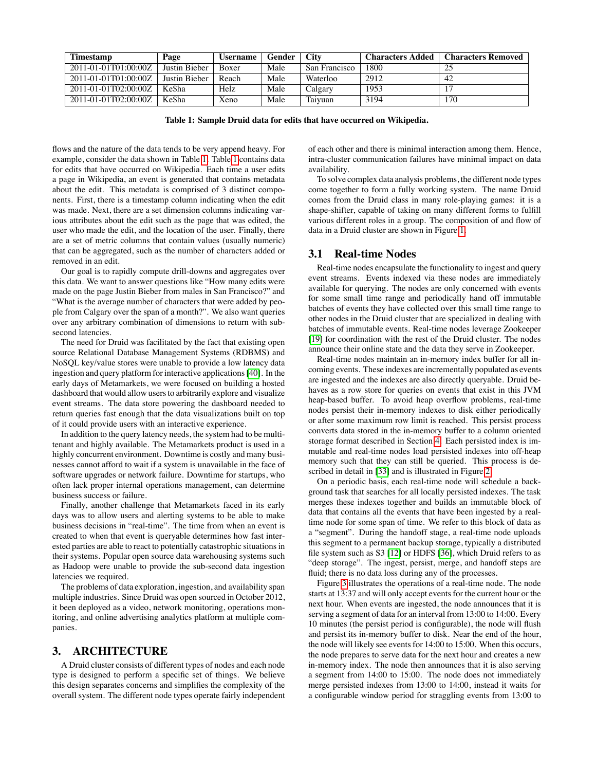| Timestamp | Page | Username | Gender | City | Characters Added | Characters Removed |
|---|---|---|---|---|---|---|
| 2011-01-01T01:00:00Z | Justin Bieber | Boxer | Male | San Francisco | 1800 | 25 |
| 2011-01-01T01:00:00Z | Justin Bieber | Reach | Male | Waterloo | 2912 | 42 |
| 2011-01-01T02:00:00Z | Ke$ha | Helz | Male | Calgary | 1953 | 17 |
| 2011-01-01T02:00:00Z | Ke$ha | Xeno | Male | Taiyuan | 3194 | 170 |

**Table 1: Sample Druid data for edits that have occurred on Wikipedia.**

flows and the nature of the data tends to be very append heavy. For example, consider the data shown in Table 1. Table 1 contains data for edits that have occurred on Wikipedia. Each time a user edits a page in Wikipedia, an event is generated that contains metadata about the edit. This metadata is comprised of 3 distinct components. First, there is a timestamp column indicating when the edit was made. Next, there are a set dimension columns indicating various attributes about the edit such as the page that was edited, the user who made the edit, and the location of the user. Finally, there are a set of metric columns that contain values (usually numeric) that can be aggregated, such as the number of characters added or removed in an edit.

Our goal is to rapidly compute drill-downs and aggregates over this data. We want to answer questions like "How many edits were made on the page Justin Bieber from males in San Francisco?" and "What is the average number of characters that were added by people from Calgary over the span of a month?". We also want queries over any arbitrary combination of dimensions to return with sub-second latencies.

The need for Druid was facilitated by the fact that existing open source Relational Database Management Systems (RDBMS) and NoSQL key/value stores were unable to provide a low latency data ingestion and query platform for interactive applications [40]. In the early days of Metamarkets, we were focused on building a hosted dashboard that would allow users to arbitrarily explore and visualize event streams. The data store powering the dashboard needed to return queries fast enough that the data visualizations built on top of it could provide users with an interactive experience.

In addition to the query latency needs, the system had to be multi-tenant and highly available. The Metamarkets product is used in a highly concurrent environment. Downtime is costly and many businesses cannot afford to wait if a system is unavailable in the face of software upgrades or network failure. Downtime for startups, who often lack proper internal operations management, can determine business success or failure.

Finally, another challenge that Metamarkets faced in its early days was to allow users and alerting systems to be able to make business decisions in "real-time". The time from when an event is created to when that event is queryable determines how fast interested parties are able to react to potentially catastrophic situations in their systems. Popular open source data warehousing systems such as Hadoop were unable to provide the sub-second data ingestion latencies we required.

The problems of data exploration, ingestion, and availability span multiple industries. Since Druid was open sourced in October 2012, it been deployed as a video, network monitoring, operations monitoring, and online advertising analytics platform at multiple companies.

# 3. ARCHITECTURE

A Druid cluster consists of different types of nodes and each node type is designed to perform a specific set of things. We believe this design separates concerns and simplifies the complexity of the overall system. The different node types operate fairly independent of each other and there is minimal interaction among them. Hence, intra-cluster communication failures have minimal impact on data availability.

To solve complex data analysis problems, the different node types come together to form a fully working system. The name Druid comes from the Druid class in many role-playing games: it is a shape-shifter, capable of taking on many different forms to fulfill various different roles in a group. The composition of and flow of data in a Druid cluster are shown in Figure 1.

## 3.1 Real-time Nodes

Real-time nodes encapsulate the functionality to ingest and query event streams. Events indexed via these nodes are immediately available for querying. The nodes are only concerned with events for some small time range and periodically hand off immutable batches of events they have collected over this small time range to other nodes in the Druid cluster that are specialized in dealing with batches of immutable events. Real-time nodes leverage Zookeeper [19] for coordination with the rest of the Druid cluster. The nodes announce their online state and the data they serve in Zookeeper.

Real-time nodes maintain an in-memory index buffer for all incoming events. These indexes are incrementally populated as events are ingested and the indexes are also directly queryable. Druid behaves as a row store for queries on events that exist in this JVM heap-based buffer. To avoid heap overflow problems, real-time nodes persist their in-memory indexes to disk either periodically or after some maximum row limit is reached. This persist process converts data stored in the in-memory buffer to a column oriented storage format described in Section 4. Each persisted index is immutable and real-time nodes load persisted indexes into off-heap memory such that they can still be queried. This process is described in detail in [33] and is illustrated in Figure 2.

On a periodic basis, each real-time node will schedule a background task that searches for all locally persisted indexes. The task merges these indexes together and builds an immutable block of data that contains all the events that have been ingested by a real-time node for some span of time. We refer to this block of data as a "segment". During the handoff stage, a real-time node uploads this segment to a permanent backup storage, typically a distributed file system such as S3 [12] or HDFS [36], which Druid refers to as "deep storage". The ingest, persist, merge, and handoff steps are fluid; there is no data loss during any of the processes.

Figure 3 illustrates the operations of a real-time node. The node starts at 13:37 and will only accept events for the current hour or the next hour. When events are ingested, the node announces that it is serving a segment of data for an interval from 13:00 to 14:00. Every 10 minutes (the persist period is configurable), the node will flush and persist its in-memory buffer to disk. Near the end of the hour, the node will likely see events for 14:00 to 15:00. When this occurs, the node prepares to serve data for the next hour and creates a new in-memory index. The node then announces that it is also serving a segment from 14:00 to 15:00. The node does not immediately merge persisted indexes from 13:00 to 14:00, instead it waits for a configurable window period for straggling events from 13:00 to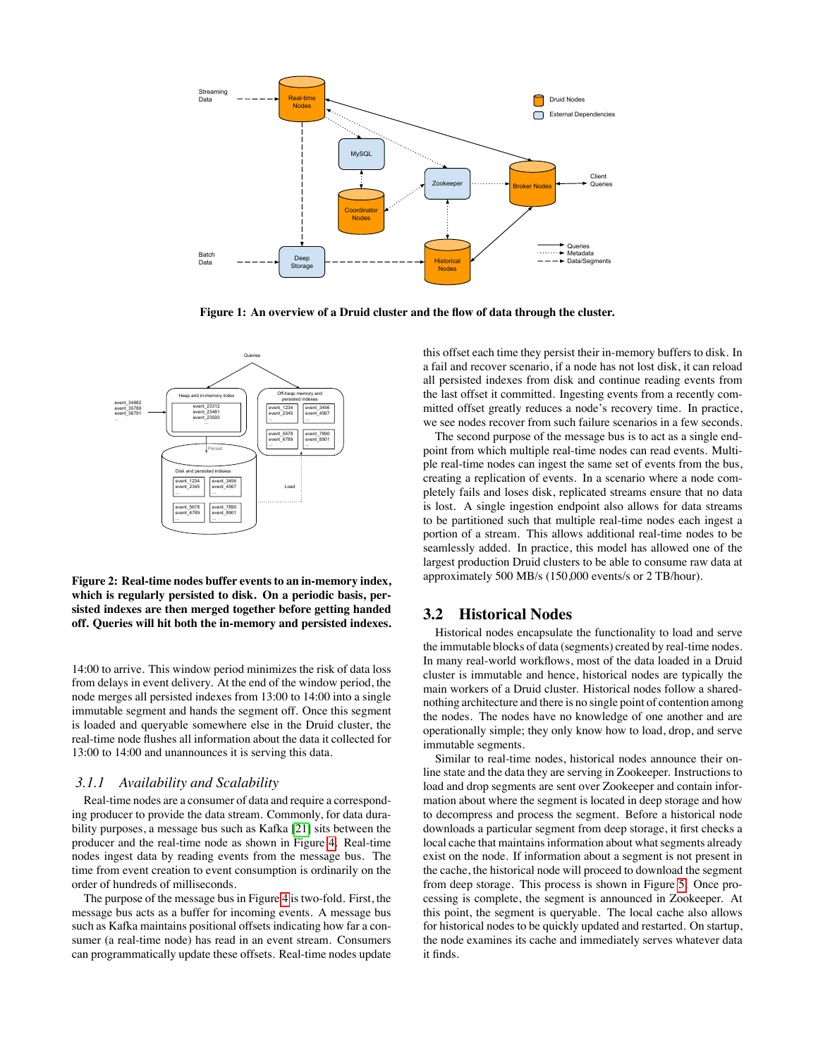Figure 1: An overview of a Druid cluster and the flow of data through the cluster.

Figure 2: Real-time nodes buffer events to an in-memory index, which is regularly persisted to disk. On a periodic basis, persisted indexes are then merged together before getting handed off. Queries will hit both the in-memory and persisted indexes.

14:00 to arrive. This window period minimizes the risk of data loss from delays in event delivery. At the end of the window period, the node merges all persisted indexes from 13:00 to 14:00 into a single immutable segment and hands the segment off. Once this segment is loaded and queryable somewhere else in the Druid cluster, the real-time node flushes all information about the data it collected for 13:00 to 14:00 and unannounces it is serving this data.

### 3.1.1 Availability and Scalability

Real-time nodes are a consumer of data and require a corresponding producer to provide the data stream. Commonly, for data durability purposes, a message bus such as Kafka [21] sits between the producer and the real-time node as shown in Figure 4. Real-time nodes ingest data by reading events from the message bus. The time from event creation to event consumption is ordinarily on the order of hundreds of milliseconds.

The purpose of the message bus in Figure 4 is two-fold. First, the message bus acts as a buffer for incoming events. A message bus such as Kafka maintains positional offsets indicating how far a consumer (a real-time node) has read in an event stream. Consumers can programmatically update these offsets. Real-time nodes update this offset each time they persist their in-memory buffers to disk. In a fail and recover scenario, if a node has not lost disk, it can reload all persisted indexes from disk and continue reading events from the last offset it committed. Ingesting events from a recently committed offset greatly reduces a node's recovery time. In practice, we see nodes recover from such failure scenarios in a few seconds.

The second purpose of the message bus is to act as a single endpoint from which multiple real-time nodes can read events. Multiple real-time nodes can ingest the same set of events from the bus, creating a replication of events. In a scenario where a node completely fails and loses disk, replicated streams ensure that no data is lost. A single ingestion endpoint also allows for data streams to be partitioned such that multiple real-time nodes each ingest a portion of a stream. This allows additional real-time nodes to be seamlessly added. In practice, this model has allowed one of the largest production Druid clusters to be able to consume raw data at approximately 500 MB/s (150,000 events/s or 2 TB/hour).

## 3.2 Historical Nodes

Historical nodes encapsulate the functionality to load and serve the immutable blocks of data (segments) created by real-time nodes. In many real-world workflows, most of the data loaded in a Druid cluster is immutable and hence, historical nodes are typically the main workers of a Druid cluster. Historical nodes follow a shared-nothing architecture and there is no single point of contention among the nodes. The nodes have no knowledge of one another and are operationally simple; they only know how to load, drop, and serve immutable segments.

Similar to real-time nodes, historical nodes announce their online state and the data they are serving in Zookeeper. Instructions to load and drop segments are sent over Zookeeper and contain information about where the segment is located in deep storage and how to decompress and process the segment. Before a historical node downloads a particular segment from deep storage, it first checks a local cache that maintains information about what segments already exist on the node. If information about a segment is not present in the cache, the historical node will proceed to download the segment from deep storage. This process is shown in Figure 5. Once processing is complete, the segment is announced in Zookeeper. At this point, the segment is queryable. The local cache also allows for historical nodes to be quickly updated and restarted. On startup, the node examines its cache and immediately serves whatever data it finds.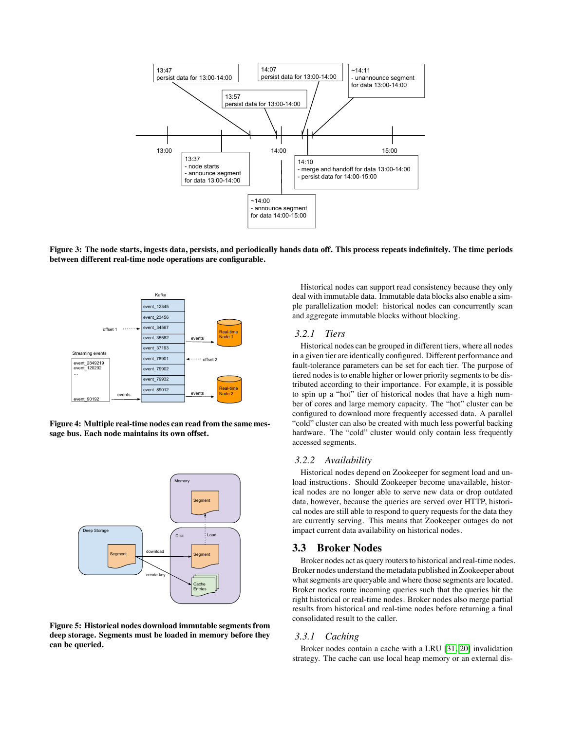**Figure 3: The node starts, ingests data, persists, and periodically hands data off. This process repeats indefinitely. The time periods between different real-time node operations are configurable.**

**Figure 4: Multiple real-time nodes can read from the same message bus. Each node maintains its own offset.**

**Figure 5: Historical nodes download immutable segments from deep storage. Segments must be loaded in memory before they can be queried.**

Historical nodes can support read consistency because they only deal with immutable data. Immutable data blocks also enable a simple parallelization model: historical nodes can concurrently scan and aggregate immutable blocks without blocking.

#### 3.2.1 Tiers

Historical nodes can be grouped in different tiers, where all nodes in a given tier are identically configured. Different performance and fault-tolerance parameters can be set for each tier. The purpose of tiered nodes is to enable higher or lower priority segments to be distributed according to their importance. For example, it is possible to spin up a "hot" tier of historical nodes that have a high number of cores and large memory capacity. The "hot" cluster can be configured to download more frequently accessed data. A parallel "cold" cluster can also be created with much less powerful backing hardware. The "cold" cluster would only contain less frequently accessed segments.

#### 3.2.2 Availability

Historical nodes depend on Zookeeper for segment load and unload instructions. Should Zookeeper become unavailable, historical nodes are no longer able to serve new data or drop outdated data, however, because the queries are served over HTTP, historical nodes are still able to respond to query requests for the data they are currently serving. This means that Zookeeper outages do not impact current data availability on historical nodes.

### 3.3 Broker Nodes

Broker nodes act as query routers to historical and real-time nodes. Broker nodes understand the metadata published in Zookeeper about what segments are queryable and where those segments are located. Broker nodes route incoming queries such that the queries hit the right historical or real-time nodes. Broker nodes also merge partial results from historical and real-time nodes before returning a final consolidated result to the caller.

#### 3.3.1 Caching

Broker nodes contain a cache with a LRU [31, 20] invalidation strategy. The cache can use local heap memory or an external dis-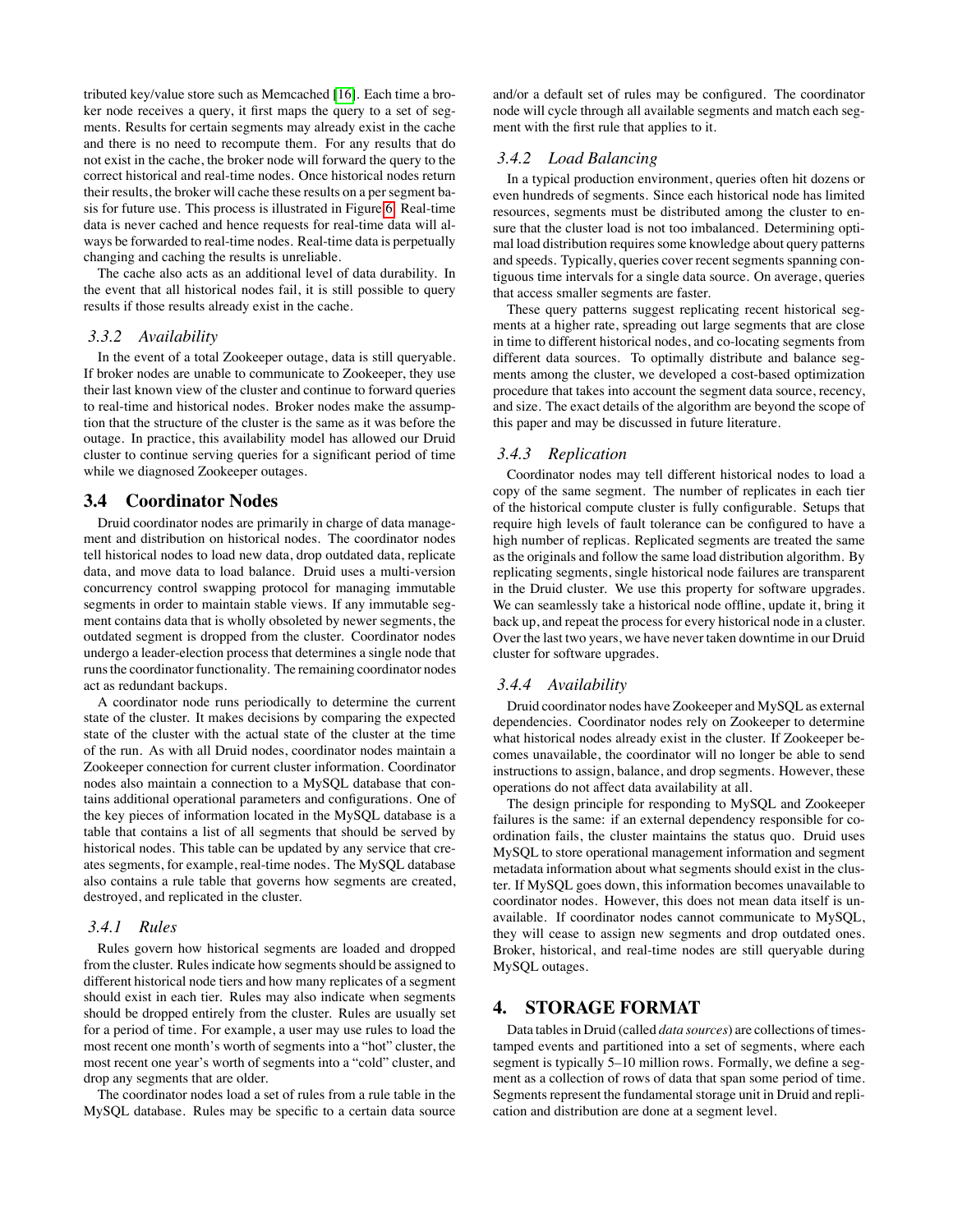tributed key/value store such as Memcached [16]. Each time a broker node receives a query, it first maps the query to a set of segments. Results for certain segments may already exist in the cache and there is no need to recompute them. For any results that do not exist in the cache, the broker node will forward the query to the correct historical and real-time nodes. Once historical nodes return their results, the broker will cache these results on a per segment basis for future use. This process is illustrated in Figure 6. Real-time data is never cached and hence requests for real-time data will always be forwarded to real-time nodes. Real-time data is perpetually changing and caching the results is unreliable.

The cache also acts as an additional level of data durability. In the event that all historical nodes fail, it is still possible to query results if those results already exist in the cache.

### 3.3.2 Availability

In the event of a total Zookeeper outage, data is still queryable. If broker nodes are unable to communicate to Zookeeper, they use their last known view of the cluster and continue to forward queries to real-time and historical nodes. Broker nodes make the assumption that the structure of the cluster is the same as it was before the outage. In practice, this availability model has allowed our Druid cluster to continue serving queries for a significant period of time while we diagnosed Zookeeper outages.

## 3.4 Coordinator Nodes

Druid coordinator nodes are primarily in charge of data management and distribution on historical nodes. The coordinator nodes tell historical nodes to load new data, drop outdated data, replicate data, and move data to load balance. Druid uses a multi-version concurrency control swapping protocol for managing immutable segments in order to maintain stable views. If any immutable segment contains data that is wholly obsoleted by newer segments, the outdated segment is dropped from the cluster. Coordinator nodes undergo a leader-election process that determines a single node that runs the coordinator functionality. The remaining coordinator nodes act as redundant backups.

A coordinator node runs periodically to determine the current state of the cluster. It makes decisions by comparing the expected state of the cluster with the actual state of the cluster at the time of the run. As with all Druid nodes, coordinator nodes maintain a Zookeeper connection for current cluster information. Coordinator nodes also maintain a connection to a MySQL database that contains additional operational parameters and configurations. One of the key pieces of information located in the MySQL database is a table that contains a list of all segments that should be served by historical nodes. This table can be updated by any service that creates segments, for example, real-time nodes. The MySQL database also contains a rule table that governs how segments are created, destroyed, and replicated in the cluster.

### 3.4.1 Rules

Rules govern how historical segments are loaded and dropped from the cluster. Rules indicate how segments should be assigned to different historical node tiers and how many replicates of a segment should exist in each tier. Rules may also indicate when segments should be dropped entirely from the cluster. Rules are usually set for a period of time. For example, a user may use rules to load the most recent one month's worth of segments into a "hot" cluster, the most recent one year's worth of segments into a "cold" cluster, and drop any segments that are older.

The coordinator nodes load a set of rules from a rule table in the MySQL database. Rules may be specific to a certain data source and/or a default set of rules may be configured. The coordinator node will cycle through all available segments and match each segment with the first rule that applies to it.

### 3.4.2 Load Balancing

In a typical production environment, queries often hit dozens or even hundreds of segments. Since each historical node has limited resources, segments must be distributed among the cluster to ensure that the cluster load is not too imbalanced. Determining optimal load distribution requires some knowledge about query patterns and speeds. Typically, queries cover recent segments spanning contiguous time intervals for a single data source. On average, queries that access smaller segments are faster.

These query patterns suggest replicating recent historical segments at a higher rate, spreading out large segments that are close in time to different historical nodes, and co-locating segments from different data sources. To optimally distribute and balance segments among the cluster, we developed a cost-based optimization procedure that takes into account the segment data source, recency, and size. The exact details of the algorithm are beyond the scope of this paper and may be discussed in future literature.

### 3.4.3 Replication

Coordinator nodes may tell different historical nodes to load a copy of the same segment. The number of replicates in each tier of the historical compute cluster is fully configurable. Setups that require high levels of fault tolerance can be configured to have a high number of replicas. Replicated segments are treated the same as the originals and follow the same load distribution algorithm. By replicating segments, single historical node failures are transparent in the Druid cluster. We use this property for software upgrades. We can seamlessly take a historical node offline, update it, bring it back up, and repeat the process for every historical node in a cluster. Over the last two years, we have never taken downtime in our Druid cluster for software upgrades.

### 3.4.4 Availability

Druid coordinator nodes have Zookeeper and MySQL as external dependencies. Coordinator nodes rely on Zookeeper to determine what historical nodes already exist in the cluster. If Zookeeper becomes unavailable, the coordinator will no longer be able to send instructions to assign, balance, and drop segments. However, these operations do not affect data availability at all.

The design principle for responding to MySQL and Zookeeper failures is the same: if an external dependency responsible for coordination fails, the cluster maintains the status quo. Druid uses MySQL to store operational management information and segment metadata information about what segments should exist in the cluster. If MySQL goes down, this information becomes unavailable to coordinator nodes. However, this does not mean data itself is unavailable. If coordinator nodes cannot communicate to MySQL, they will cease to assign new segments and drop outdated ones. Broker, historical, and real-time nodes are still queryable during MySQL outages.

# 4. STORAGE FORMAT

Data tables in Druid (called *data sources*) are collections of timestamped events and partitioned into a set of segments, where each segment is typically 5–10 million rows. Formally, we define a segment as a collection of rows of data that span some period of time. Segments represent the fundamental storage unit in Druid and replication and distribution are done at a segment level.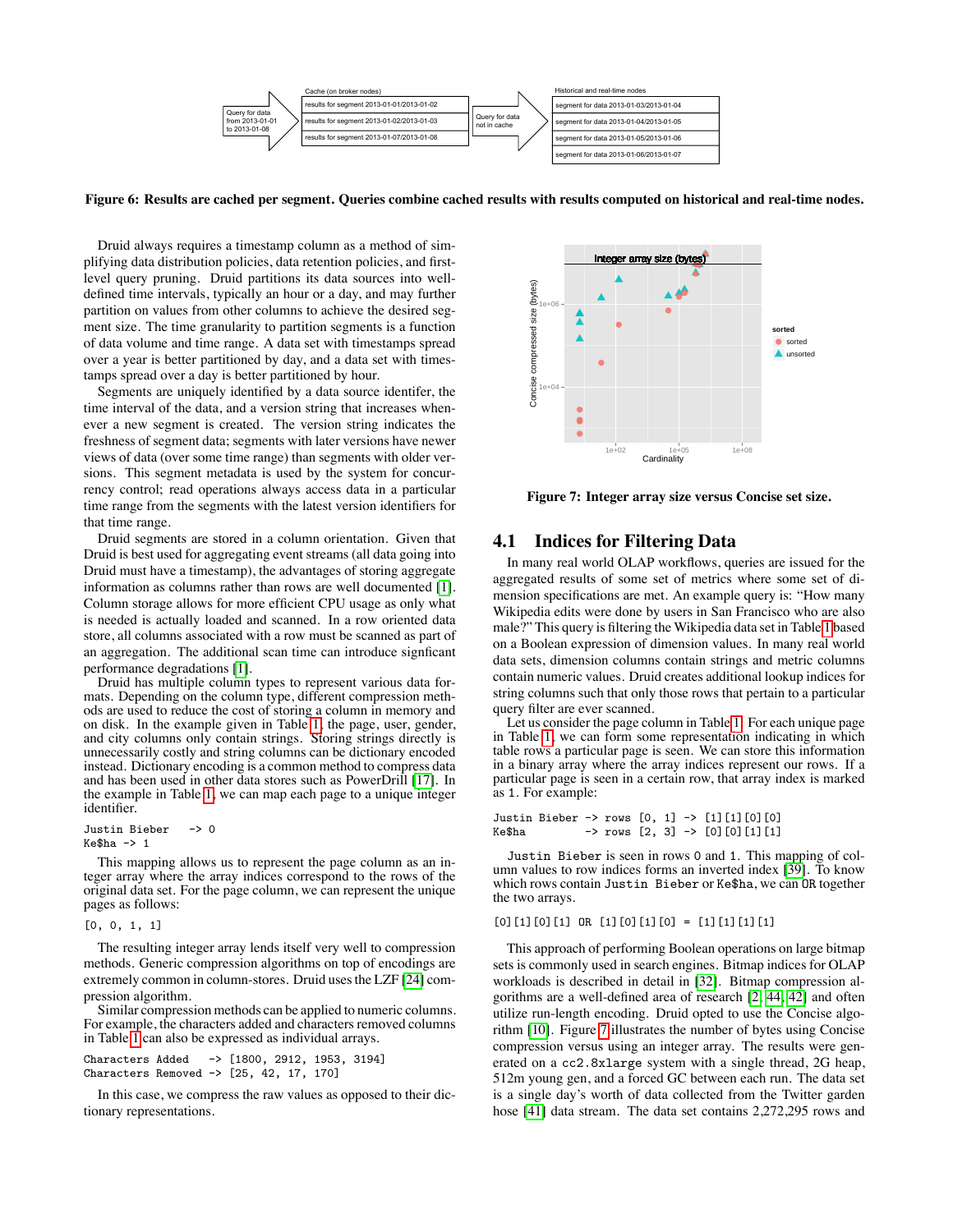Figure 6: Results are cached per segment. Queries combine cached results with results computed on historical and real-time nodes.

Druid always requires a timestamp column as a method of simplifying data distribution policies, data retention policies, and first-level query pruning. Druid partitions its data sources into well-defined time intervals, typically an hour or a day, and may further partition on values from other columns to achieve the desired segment size. The time granularity to partition segments is a function of data volume and time range. A data set with timestamps spread over a year is better partitioned by day, and a data set with timestamps spread over a day is better partitioned by hour.

Segments are uniquely identified by a data source identifer, the time interval of the data, and a version string that increases whenever a new segment is created. The version string indicates the freshness of segment data; segments with later versions have newer views of data (over some time range) than segments with older versions. This segment metadata is used by the system for concurrency control; read operations always access data in a particular time range from the segments with the latest version identifiers for that time range.

Druid segments are stored in a column orientation. Given that Druid is best used for aggregating event streams (all data going into Druid must have a timestamp), the advantages of storing aggregate information as columns rather than rows are well documented [1]. Column storage allows for more efficient CPU usage as only what is needed is actually loaded and scanned. In a row oriented data store, all columns associated with a row must be scanned as part of an aggregation. The additional scan time can introduce signficant performance degradations [1].

Druid has multiple column types to represent various data formats. Depending on the column type, different compression methods are used to reduce the cost of storing a column in memory and on disk. In the example given in Table 1, the page, user, gender, and city columns only contain strings. Storing strings directly is unnecessarily costly and string columns can be dictionary encoded instead. Dictionary encoding is a common method to compress data and has been used in other data stores such as PowerDrill [17]. In the example in Table 1, we can map each page to a unique integer identifier.

```
Justin Bieber   -> 0
Ke$ha -> 1
```

This mapping allows us to represent the page column as an integer array where the array indices correspond to the rows of the original data set. For the page column, we can represent the unique pages as follows:

```
[0, 0, 1, 1]
```

The resulting integer array lends itself very well to compression methods. Generic compression algorithms on top of encodings are extremely common in column-stores. Druid uses the LZF [24] compression algorithm.

Similar compression methods can be applied to numeric columns. For example, the characters added and characters removed columns in Table 1 can also be expressed as individual arrays.

```
Characters Added   -> [1800, 2912, 1953, 3194]
Characters Removed -> [25, 42, 17, 170]
```

In this case, we compress the raw values as opposed to their dictionary representations.

Figure 7: Integer array size versus Concise set size.

## 4.1 Indices for Filtering Data

In many real world OLAP workflows, queries are issued for the aggregated results of some set of metrics where some set of dimension specifications are met. An example query is: "How many Wikipedia edits were done by users in San Francisco who are also male?" This query is filtering the Wikipedia data set in Table 1 based on a Boolean expression of dimension values. In many real world data sets, dimension columns contain strings and metric columns contain numeric values. Druid creates additional lookup indices for string columns such that only those rows that pertain to a particular query filter are ever scanned.

Let us consider the page column in Table 1. For each unique page in Table 1, we can form some representation indicating in which table rows a particular page is seen. We can store this information in a binary array where the array indices represent our rows. If a particular page is seen in a certain row, that array index is marked as `1`. For example:

```
Justin Bieber -> rows [0, 1] -> [1][1][0][0]
Ke$ha         -> rows [2, 3] -> [0][0][1][1]
```

`Justin Bieber` is seen in rows `0` and `1`. This mapping of column values to row indices forms an inverted index [39]. To know which rows contain `Justin Bieber` or `Ke$ha`, we can `OR` together the two arrays.

```
[0][1][0][1] OR [1][0][1][0] = [1][1][1][1]
```

This approach of performing Boolean operations on large bitmap sets is commonly used in search engines. Bitmap indices for OLAP workloads is described in detail in [32]. Bitmap compression algorithms are a well-defined area of research [2, 44, 42] and often utilize run-length encoding. Druid opted to use the Concise algorithm [10]. Figure 7 illustrates the number of bytes using Concise compression versus using an integer array. The results were generated on a `cc2.8xlarge` system with a single thread, 2G heap, 512m young gen, and a forced GC between each run. The data set is a single day's worth of data collected from the Twitter garden hose [41] data stream. The data set contains 2,272,295 rows and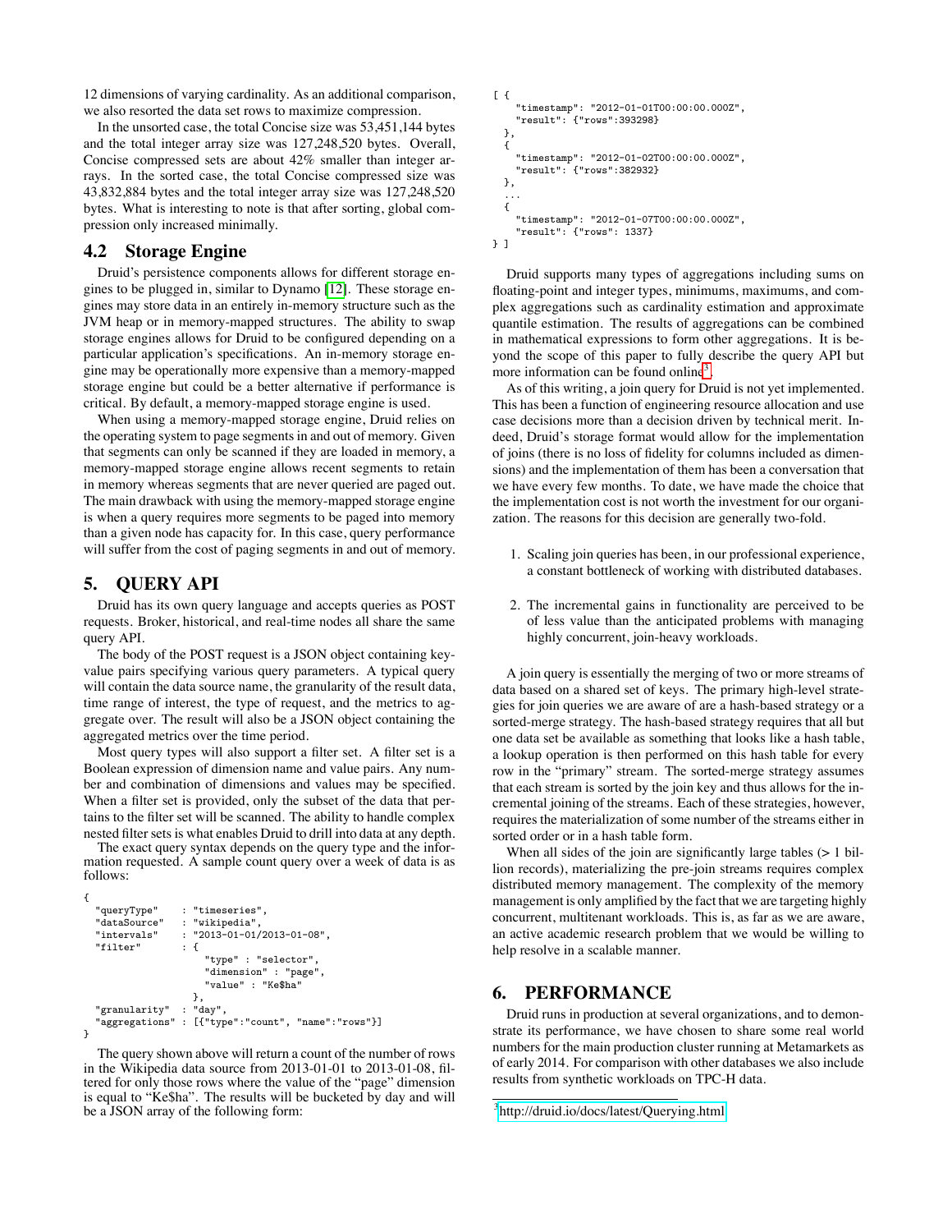12 dimensions of varying cardinality. As an additional comparison, we also resorted the data set rows to maximize compression.

In the unsorted case, the total Concise size was 53,451,144 bytes and the total integer array size was 127,248,520 bytes. Overall, Concise compressed sets are about 42% smaller than integer arrays. In the sorted case, the total Concise compressed size was 43,832,884 bytes and the total integer array size was 127,248,520 bytes. What is interesting to note is that after sorting, global compression only increased minimally.

## 4.2 Storage Engine

Druid's persistence components allows for different storage engines to be plugged in, similar to Dynamo [12]. These storage engines may store data in an entirely in-memory structure such as the JVM heap or in memory-mapped structures. The ability to swap storage engines allows for Druid to be configured depending on a particular application's specifications. An in-memory storage engine may be operationally more expensive than a memory-mapped storage engine but could be a better alternative if performance is critical. By default, a memory-mapped storage engine is used.

When using a memory-mapped storage engine, Druid relies on the operating system to page segments in and out of memory. Given that segments can only be scanned if they are loaded in memory, a memory-mapped storage engine allows recent segments to retain in memory whereas segments that are never queried are paged out. The main drawback with using the memory-mapped storage engine is when a query requires more segments to be paged into memory than a given node has capacity for. In this case, query performance will suffer from the cost of paging segments in and out of memory.

# 5. QUERY API

Druid has its own query language and accepts queries as POST requests. Broker, historical, and real-time nodes all share the same query API.

The body of the POST request is a JSON object containing key-value pairs specifying various query parameters. A typical query will contain the data source name, the granularity of the result data, time range of interest, the type of request, and the metrics to aggregate over. The result will also be a JSON object containing the aggregated metrics over the time period.

Most query types will also support a filter set. A filter set is a Boolean expression of dimension name and value pairs. Any number and combination of dimensions and values may be specified. When a filter set is provided, only the subset of the data that pertains to the filter set will be scanned. The ability to handle complex nested filter sets is what enables Druid to drill into data at any depth.

The exact query syntax depends on the query type and the information requested. A sample count query over a week of data is as follows:

```
{
  "queryType"    : "timeseries",
  "dataSource"   : "wikipedia",
  "intervals"    : "2013-01-01/2013-01-08",
  "filter"       : {
                     "type" : "selector",
                     "dimension" : "page",
                     "value" : "Ke$ha"
                   },
  "granularity"  : "day",
  "aggregations" : [{"type":"count", "name":"rows"}]
}
```

The query shown above will return a count of the number of rows in the Wikipedia data source from 2013-01-01 to 2013-01-08, filtered for only those rows where the value of the "page" dimension is equal to "Ke$ha". The results will be bucketed by day and will be a JSON array of the following form:

```
[ {
    "timestamp": "2012-01-01T00:00:00.000Z",
    "result": {"rows":393298}
  },
  {
    "timestamp": "2012-01-02T00:00:00.000Z",
    "result": {"rows":382932}
  },
  ...
  {
    "timestamp": "2012-01-07T00:00:00.000Z",
    "result": {"rows": 1337}
} ]
```

Druid supports many types of aggregations including sums on floating-point and integer types, minimums, maximums, and complex aggregations such as cardinality estimation and approximate quantile estimation. The results of aggregations can be combined in mathematical expressions to form other aggregations. It is beyond the scope of this paper to fully describe the query API but more information can be found online[3].

As of this writing, a join query for Druid is not yet implemented. This has been a function of engineering resource allocation and use case decisions more than a decision driven by technical merit. Indeed, Druid's storage format would allow for the implementation of joins (there is no loss of fidelity for columns included as dimensions) and the implementation of them has been a conversation that we have every few months. To date, we have made the choice that the implementation cost is not worth the investment for our organization. The reasons for this decision are generally two-fold.

1. Scaling join queries has been, in our professional experience, a constant bottleneck of working with distributed databases.

2. The incremental gains in functionality are perceived to be of less value than the anticipated problems with managing highly concurrent, join-heavy workloads.

A join query is essentially the merging of two or more streams of data based on a shared set of keys. The primary high-level strategies for join queries we are aware of are a hash-based strategy or a sorted-merge strategy. The hash-based strategy requires that all but one data set be available as something that looks like a hash table, a lookup operation is then performed on this hash table for every row in the "primary" stream. The sorted-merge strategy assumes that each stream is sorted by the join key and thus allows for the incremental joining of the streams. Each of these strategies, however, requires the materialization of some number of the streams either in sorted order or in a hash table form.

When all sides of the join are significantly large tables (> 1 billion records), materializing the pre-join streams requires complex distributed memory management. The complexity of the memory management is only amplified by the fact that we are targeting highly concurrent, multitenant workloads. This is, as far as we are aware, an active academic research problem that we would be willing to help resolve in a scalable manner.

# 6. PERFORMANCE

Druid runs in production at several organizations, and to demonstrate its performance, we have chosen to share some real world numbers for the main production cluster running at Metamarkets as of early 2014. For comparison with other databases we also include results from synthetic workloads on TPC-H data.

[3] http://druid.io/docs/latest/Querying.html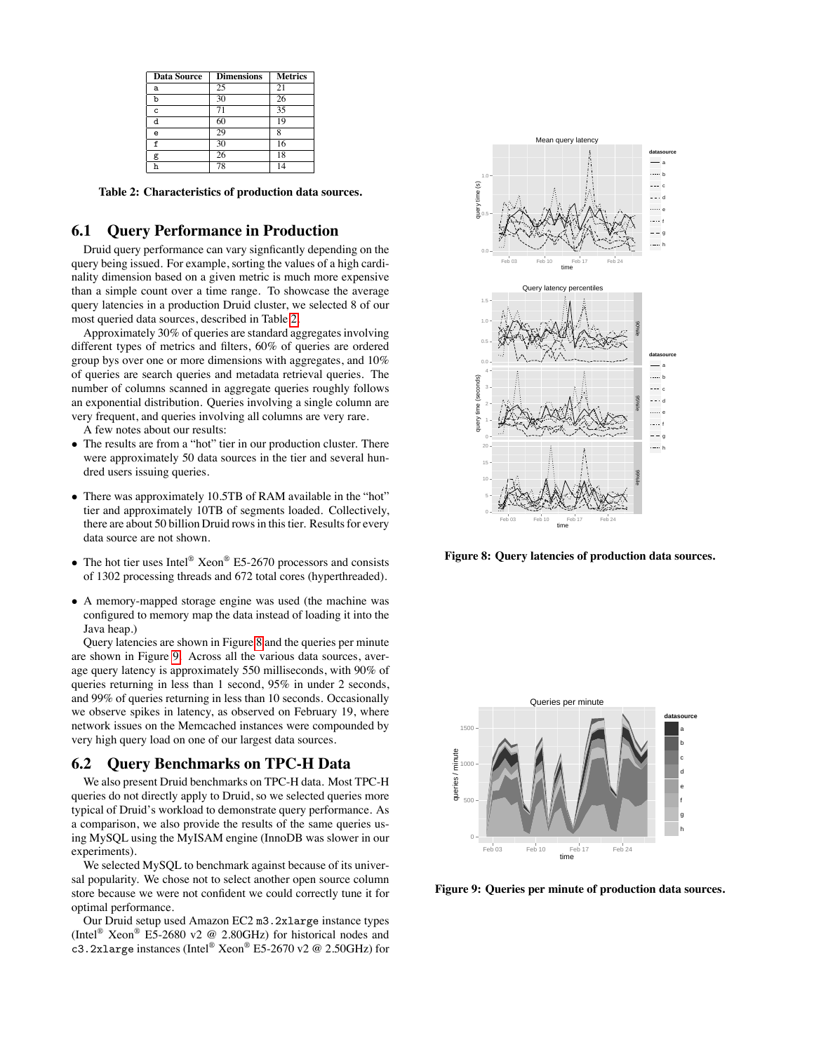| Data Source | Dimensions | Metrics |
| --- | --- | --- |
| a | 25 | 21 |
| b | 30 | 26 |
| c | 71 | 35 |
| d | 60 | 19 |
| e | 29 | 8 |
| f | 30 | 16 |
| g | 26 | 18 |
| h | 78 | 14 |

**Table 2: Characteristics of production data sources.**

## 6.1 Query Performance in Production

Druid query performance can vary signficantly depending on the query being issued. For example, sorting the values of a high cardinality dimension based on a given metric is much more expensive than a simple count over a time range. To showcase the average query latencies in a production Druid cluster, we selected 8 of our most queried data sources, described in Table 2.

Approximately 30% of queries are standard aggregates involving different types of metrics and filters, 60% of queries are ordered group bys over one or more dimensions with aggregates, and 10% of queries are search queries and metadata retrieval queries. The number of columns scanned in aggregate queries roughly follows an exponential distribution. Queries involving a single column are very frequent, and queries involving all columns are very rare.

A few notes about our results:

- The results are from a "hot" tier in our production cluster. There were approximately 50 data sources in the tier and several hundred users issuing queries.
- There was approximately 10.5TB of RAM available in the "hot" tier and approximately 10TB of segments loaded. Collectively, there are about 50 billion Druid rows in this tier. Results for every data source are not shown.
- The hot tier uses Intel® Xeon® E5-2670 processors and consists of 1302 processing threads and 672 total cores (hyperthreaded).
- A memory-mapped storage engine was used (the machine was configured to memory map the data instead of loading it into the Java heap.)

Query latencies are shown in Figure 8 and the queries per minute are shown in Figure 9. Across all the various data sources, average query latency is approximately 550 milliseconds, with 90% of queries returning in less than 1 second, 95% in under 2 seconds, and 99% of queries returning in less than 10 seconds. Occasionally we observe spikes in latency, as observed on February 19, where network issues on the Memcached instances were compounded by very high query load on one of our largest data sources.

## 6.2 Query Benchmarks on TPC-H Data

We also present Druid benchmarks on TPC-H data. Most TPC-H queries do not directly apply to Druid, so we selected queries more typical of Druid's workload to demonstrate query performance. As a comparison, we also provide the results of the same queries using MySQL using the MyISAM engine (InnoDB was slower in our experiments).

We selected MySQL to benchmark against because of its universal popularity. We chose not to select another open source column store because we were not confident we could correctly tune it for optimal performance.

Our Druid setup used Amazon EC2 `m3.2xlarge` instance types (Intel® Xeon® E5-2680 v2 @ 2.80GHz) for historical nodes and `c3.2xlarge` instances (Intel® Xeon® E5-2670 v2 @ 2.50GHz) for

**Figure 8: Query latencies of production data sources.**

**Figure 9: Queries per minute of production data sources.**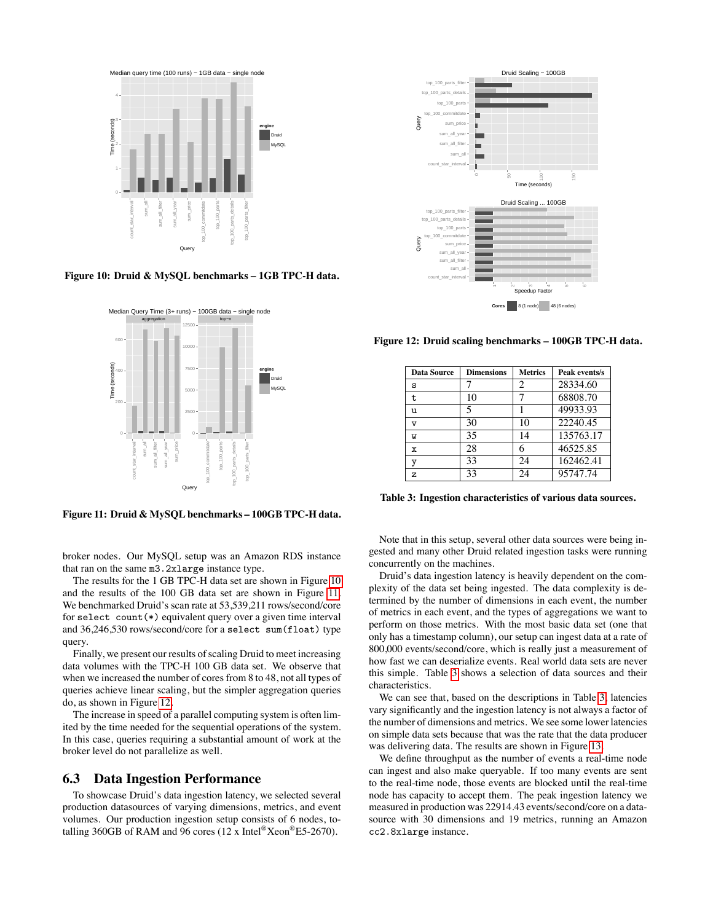Figure 10: Druid & MySQL benchmarks – 1GB TPC-H data.

Figure 11: Druid & MySQL benchmarks – 100GB TPC-H data.

broker nodes. Our MySQL setup was an Amazon RDS instance that ran on the same `m3.2xlarge` instance type.

The results for the 1 GB TPC-H data set are shown in Figure 10 and the results of the 100 GB data set are shown in Figure 11. We benchmarked Druid's scan rate at 53,539,211 rows/second/core for `select count(*)` equivalent query over a given time interval and 36,246,530 rows/second/core for a `select sum(float)` type query.

Finally, we present our results of scaling Druid to meet increasing data volumes with the TPC-H 100 GB data set. We observe that when we increased the number of cores from 8 to 48, not all types of queries achieve linear scaling, but the simpler aggregation queries do, as shown in Figure 12.

The increase in speed of a parallel computing system is often limited by the time needed for the sequential operations of the system. In this case, queries requiring a substantial amount of work at the broker level do not parallelize as well.

## 6.3 Data Ingestion Performance

To showcase Druid's data ingestion latency, we selected several production datasources of varying dimensions, metrics, and event volumes. Our production ingestion setup consists of 6 nodes, totalling 360GB of RAM and 96 cores (12 x Intel®Xeon®E5-2670).

Figure 12: Druid scaling benchmarks – 100GB TPC-H data.

| Data Source | Dimensions | Metrics | Peak events/s |
|---|---|---|---|
| s | 7 | 2 | 28334.60 |
| t | 10 | 7 | 68808.70 |
| u | 5 | 1 | 49933.93 |
| v | 30 | 10 | 22240.45 |
| w | 35 | 14 | 135763.17 |
| x | 28 | 6 | 46525.85 |
| y | 33 | 24 | 162462.41 |
| z | 33 | 24 | 95747.74 |

Table 3: Ingestion characteristics of various data sources.

Note that in this setup, several other data sources were being ingested and many other Druid related ingestion tasks were running concurrently on the machines.

Druid's data ingestion latency is heavily dependent on the complexity of the data set being ingested. The data complexity is determined by the number of dimensions in each event, the number of metrics in each event, and the types of aggregations we want to perform on those metrics. With the most basic data set (one that only has a timestamp column), our setup can ingest data at a rate of 800,000 events/second/core, which is really just a measurement of how fast we can deserialize events. Real world data sets are never this simple. Table 3 shows a selection of data sources and their characteristics.

We can see that, based on the descriptions in Table 3, latencies vary significantly and the ingestion latency is not always a factor of the number of dimensions and metrics. We see some lower latencies on simple data sets because that was the rate that the data producer was delivering data. The results are shown in Figure 13.

We define throughput as the number of events a real-time node can ingest and also make queryable. If too many events are sent to the real-time node, those events are blocked until the real-time node has capacity to accept them. The peak ingestion latency we measured in production was 22914.43 events/second/core on a datasource with 30 dimensions and 19 metrics, running an Amazon `cc2.8xlarge` instance.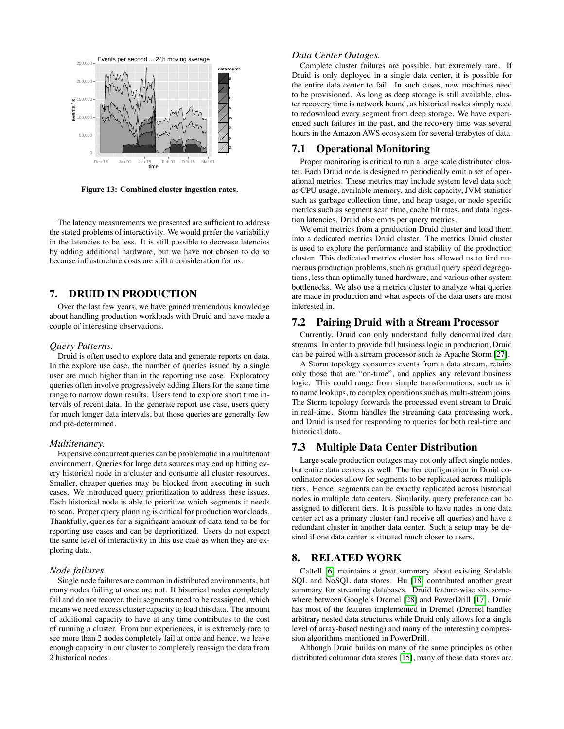Figure 13: Combined cluster ingestion rates.

The latency measurements we presented are sufficient to address the stated problems of interactivity. We would prefer the variability in the latencies to be less. It is still possible to decrease latencies by adding additional hardware, but we have not chosen to do so because infrastructure costs are still a consideration for us.

## 7. DRUID IN PRODUCTION

Over the last few years, we have gained tremendous knowledge about handling production workloads with Druid and have made a couple of interesting observations.

*Query Patterns.*

Druid is often used to explore data and generate reports on data. In the explore use case, the number of queries issued by a single user are much higher than in the reporting use case. Exploratory queries often involve progressively adding filters for the same time range to narrow down results. Users tend to explore short time intervals of recent data. In the generate report use case, users query for much longer data intervals, but those queries are generally few and pre-determined.

*Multitenancy.*

Expensive concurrent queries can be problematic in a multitenant environment. Queries for large data sources may end up hitting every historical node in a cluster and consume all cluster resources. Smaller, cheaper queries may be blocked from executing in such cases. We introduced query prioritization to address these issues. Each historical node is able to prioritize which segments it needs to scan. Proper query planning is critical for production workloads. Thankfully, queries for a significant amount of data tend to be for reporting use cases and can be deprioritized. Users do not expect the same level of interactivity in this use case as when they are exploring data.

*Node failures.*

Single node failures are common in distributed environments, but many nodes failing at once are not. If historical nodes completely fail and do not recover, their segments need to be reassigned, which means we need excess cluster capacity to load this data. The amount of additional capacity to have at any time contributes to the cost of running a cluster. From our experiences, it is extremely rare to see more than 2 nodes completely fail at once and hence, we leave enough capacity in our cluster to completely reassign the data from 2 historical nodes.

*Data Center Outages.*

Complete cluster failures are possible, but extremely rare. If Druid is only deployed in a single data center, it is possible for the entire data center to fail. In such cases, new machines need to be provisioned. As long as deep storage is still available, cluster recovery time is network bound, as historical nodes simply need to redownload every segment from deep storage. We have experienced such failures in the past, and the recovery time was several hours in the Amazon AWS ecosystem for several terabytes of data.

### 7.1 Operational Monitoring

Proper monitoring is critical to run a large scale distributed cluster. Each Druid node is designed to periodically emit a set of operational metrics. These metrics may include system level data such as CPU usage, available memory, and disk capacity, JVM statistics such as garbage collection time, and heap usage, or node specific metrics such as segment scan time, cache hit rates, and data ingestion latencies. Druid also emits per query metrics.

We emit metrics from a production Druid cluster and load them into a dedicated metrics Druid cluster. The metrics Druid cluster is used to explore the performance and stability of the production cluster. This dedicated metrics cluster has allowed us to find numerous production problems, such as gradual query speed degregations, less than optimally tuned hardware, and various other system bottlenecks. We also use a metrics cluster to analyze what queries are made in production and what aspects of the data users are most interested in.

### 7.2 Pairing Druid with a Stream Processor

Currently, Druid can only understand fully denormalized data streams. In order to provide full business logic in production, Druid can be paired with a stream processor such as Apache Storm [27].

A Storm topology consumes events from a data stream, retains only those that are "on-time", and applies any relevant business logic. This could range from simple transformations, such as id to name lookups, to complex operations such as multi-stream joins. The Storm topology forwards the processed event stream to Druid in real-time. Storm handles the streaming data processing work, and Druid is used for responding to queries for both real-time and historical data.

### 7.3 Multiple Data Center Distribution

Large scale production outages may not only affect single nodes, but entire data centers as well. The tier configuration in Druid coordinator nodes allow for segments to be replicated across multiple tiers. Hence, segments can be exactly replicated across historical nodes in multiple data centers. Similarily, query preference can be assigned to different tiers. It is possible to have nodes in one data center act as a primary cluster (and receive all queries) and have a redundant cluster in another data center. Such a setup may be desired if one data center is situated much closer to users.

## 8. RELATED WORK

Cattell [6] maintains a great summary about existing Scalable SQL and NoSQL data stores. Hu [18] contributed another great summary for streaming databases. Druid feature-wise sits somewhere between Google's Dremel [28] and PowerDrill [17]. Druid has most of the features implemented in Dremel (Dremel handles arbitrary nested data structures while Druid only allows for a single level of array-based nesting) and many of the interesting compression algorithms mentioned in PowerDrill.

Although Druid builds on many of the same principles as other distributed columnar data stores [15], many of these data stores are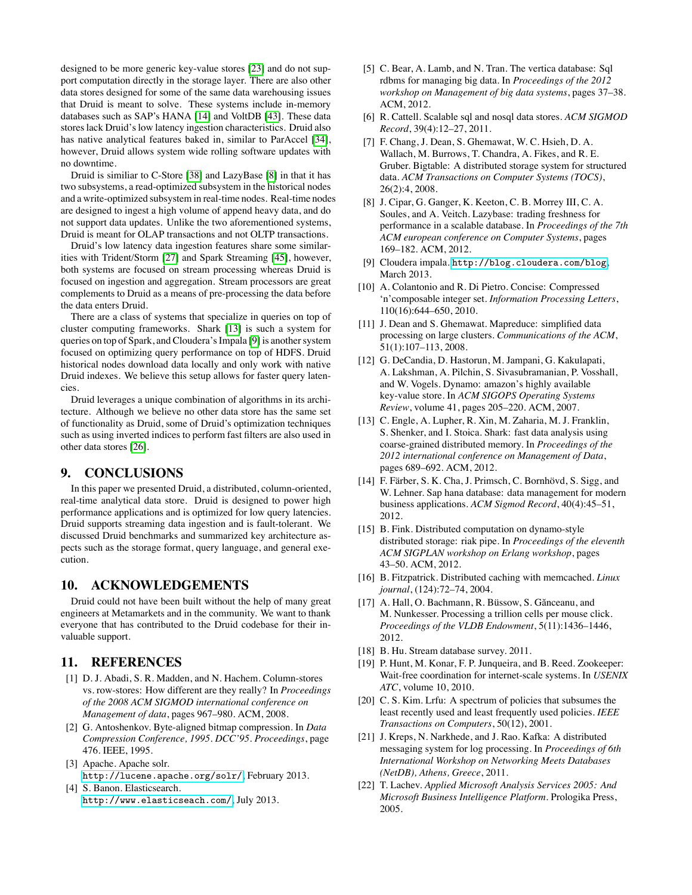designed to be more generic key-value stores [23] and do not support computation directly in the storage layer. There are also other data stores designed for some of the same data warehousing issues that Druid is meant to solve. These systems include in-memory databases such as SAP's HANA [14] and VoltDB [43]. These data stores lack Druid's low latency ingestion characteristics. Druid also has native analytical features baked in, similar to ParAccel [34], however, Druid allows system wide rolling software updates with no downtime.

Druid is similiar to C-Store [38] and LazyBase [8] in that it has two subsystems, a read-optimized subsystem in the historical nodes and a write-optimized subsystem in real-time nodes. Real-time nodes are designed to ingest a high volume of append heavy data, and do not support data updates. Unlike the two aforementioned systems, Druid is meant for OLAP transactions and not OLTP transactions.

Druid's low latency data ingestion features share some similarities with Trident/Storm [27] and Spark Streaming [45], however, both systems are focused on stream processing whereas Druid is focused on ingestion and aggregation. Stream processors are great complements to Druid as a means of pre-processing the data before the data enters Druid.

There are a class of systems that specialize in queries on top of cluster computing frameworks. Shark [13] is such a system for queries on top of Spark, and Cloudera's Impala [9] is another system focused on optimizing query performance on top of HDFS. Druid historical nodes download data locally and only work with native Druid indexes. We believe this setup allows for faster query latencies.

Druid leverages a unique combination of algorithms in its architecture. Although we believe no other data store has the same set of functionality as Druid, some of Druid's optimization techniques such as using inverted indices to perform fast filters are also used in other data stores [26].

## 9. CONCLUSIONS

In this paper we presented Druid, a distributed, column-oriented, real-time analytical data store. Druid is designed to power high performance applications and is optimized for low query latencies. Druid supports streaming data ingestion and is fault-tolerant. We discussed Druid benchmarks and summarized key architecture aspects such as the storage format, query language, and general execution.

## 10. ACKNOWLEDGEMENTS

Druid could not have been built without the help of many great engineers at Metamarkets and in the community. We want to thank everyone that has contributed to the Druid codebase for their invaluable support.

## 11. REFERENCES

[1] D. J. Abadi, S. R. Madden, and N. Hachem. Column-stores vs. row-stores: How different are they really? In *Proceedings of the 2008 ACM SIGMOD international conference on Management of data*, pages 967–980. ACM, 2008.

[2] G. Antoshenkov. Byte-aligned bitmap compression. In *Data Compression Conference, 1995. DCC'95. Proceedings*, page 476. IEEE, 1995.

[3] Apache. Apache solr. http://lucene.apache.org/solr/, February 2013.

[4] S. Banon. Elasticsearch. http://www.elasticseach.com/, July 2013.

[5] C. Bear, A. Lamb, and N. Tran. The vertica database: Sql rdbms for managing big data. In *Proceedings of the 2012 workshop on Management of big data systems*, pages 37–38. ACM, 2012.

[6] R. Cattell. Scalable sql and nosql data stores. *ACM SIGMOD Record*, 39(4):12–27, 2011.

[7] F. Chang, J. Dean, S. Ghemawat, W. C. Hsieh, D. A. Wallach, M. Burrows, T. Chandra, A. Fikes, and R. E. Gruber. Bigtable: A distributed storage system for structured data. *ACM Transactions on Computer Systems (TOCS)*, 26(2):4, 2008.

[8] J. Cipar, G. Ganger, K. Keeton, C. B. Morrey III, C. A. Soules, and A. Veitch. Lazybase: trading freshness for performance in a scalable database. In *Proceedings of the 7th ACM european conference on Computer Systems*, pages 169–182. ACM, 2012.

[9] Cloudera impala. http://blog.cloudera.com/blog, March 2013.

[10] A. Colantonio and R. Di Pietro. Concise: Compressed 'n'composable integer set. *Information Processing Letters*, 110(16):644–650, 2010.

[11] J. Dean and S. Ghemawat. Mapreduce: simplified data processing on large clusters. *Communications of the ACM*, 51(1):107–113, 2008.

[12] G. DeCandia, D. Hastorun, M. Jampani, G. Kakulapati, A. Lakshman, A. Pilchin, S. Sivasubramanian, P. Vosshall, and W. Vogels. Dynamo: amazon's highly available key-value store. In *ACM SIGOPS Operating Systems Review*, volume 41, pages 205–220. ACM, 2007.

[13] C. Engle, A. Lupher, R. Xin, M. Zaharia, M. J. Franklin, S. Shenker, and I. Stoica. Shark: fast data analysis using coarse-grained distributed memory. In *Proceedings of the 2012 international conference on Management of Data*, pages 689–692. ACM, 2012.

[14] F. Färber, S. K. Cha, J. Primsch, C. Bornhövd, S. Sigg, and W. Lehner. Sap hana database: data management for modern business applications. *ACM Sigmod Record*, 40(4):45–51, 2012.

[15] B. Fink. Distributed computation on dynamo-style distributed storage: riak pipe. In *Proceedings of the eleventh ACM SIGPLAN workshop on Erlang workshop*, pages 43–50. ACM, 2012.

[16] B. Fitzpatrick. Distributed caching with memcached. *Linux journal*, (124):72–74, 2004.

[17] A. Hall, O. Bachmann, R. Büssow, S. Gănceanu, and M. Nunkesser. Processing a trillion cells per mouse click. *Proceedings of the VLDB Endowment*, 5(11):1436–1446, 2012.

[18] B. Hu. Stream database survey. 2011.

[19] P. Hunt, M. Konar, F. P. Junqueira, and B. Reed. Zookeeper: Wait-free coordination for internet-scale systems. In *USENIX ATC*, volume 10, 2010.

[20] C. S. Kim. Lrfu: A spectrum of policies that subsumes the least recently used and least frequently used policies. *IEEE Transactions on Computers*, 50(12), 2001.

[21] J. Kreps, N. Narkhede, and J. Rao. Kafka: A distributed messaging system for log processing. In *Proceedings of 6th International Workshop on Networking Meets Databases (NetDB), Athens, Greece*, 2011.

[22] T. Lachev. *Applied Microsoft Analysis Services 2005: And Microsoft Business Intelligence Platform*. Prologika Press, 2005.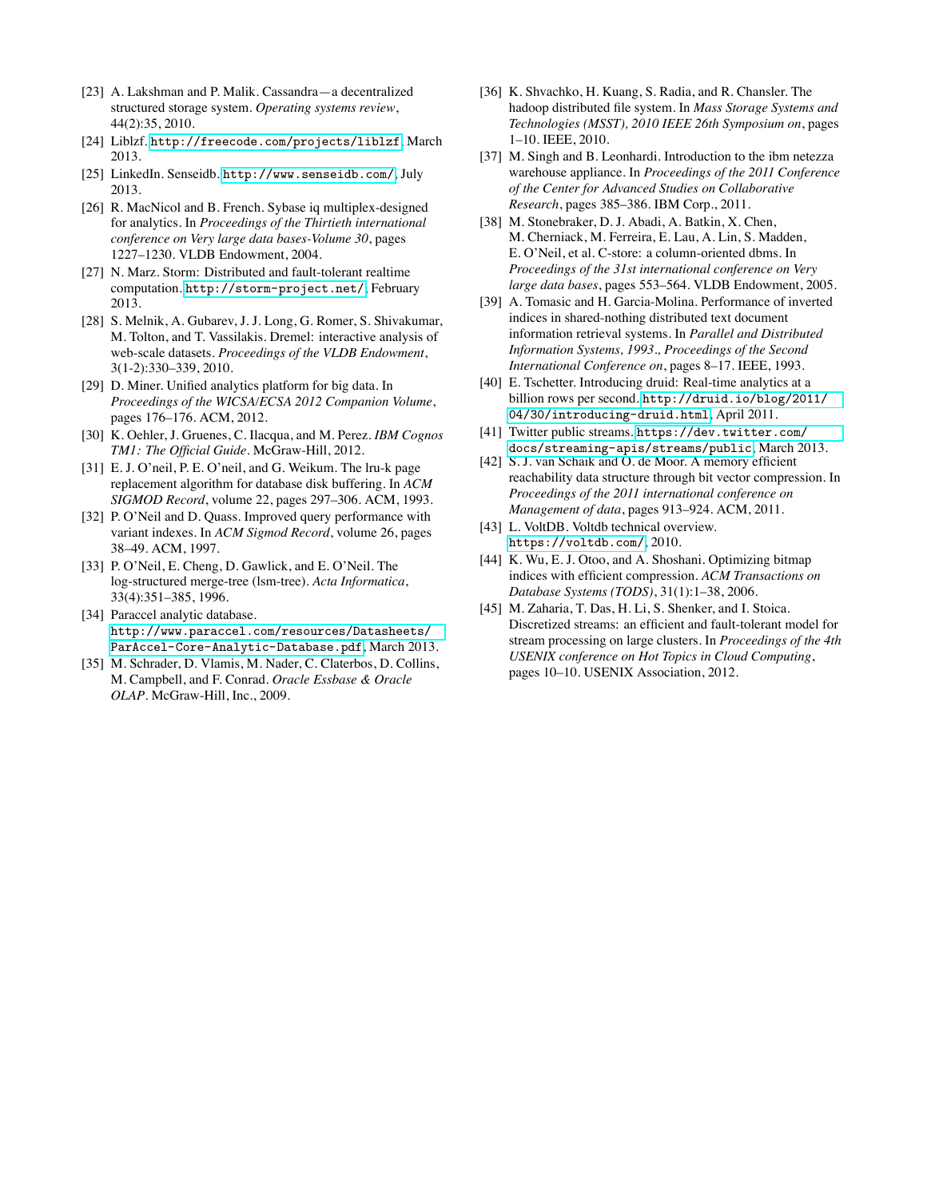[23] A. Lakshman and P. Malik. Cassandra—a decentralized structured storage system. *Operating systems review*, 44(2):35, 2010.

[24] Liblzf. http://freecode.com/projects/liblzf, March 2013.

[25] LinkedIn. Senseidb. http://www.senseidb.com/, July 2013.

[26] R. MacNicol and B. French. Sybase iq multiplex-designed for analytics. In *Proceedings of the Thirtieth international conference on Very large data bases-Volume 30*, pages 1227–1230. VLDB Endowment, 2004.

[27] N. Marz. Storm: Distributed and fault-tolerant realtime computation. http://storm-project.net/, February 2013.

[28] S. Melnik, A. Gubarev, J. J. Long, G. Romer, S. Shivakumar, M. Tolton, and T. Vassilakis. Dremel: interactive analysis of web-scale datasets. *Proceedings of the VLDB Endowment*, 3(1-2):330–339, 2010.

[29] D. Miner. Unified analytics platform for big data. In *Proceedings of the WICSA/ECSA 2012 Companion Volume*, pages 176–176. ACM, 2012.

[30] K. Oehler, J. Gruenes, C. Ilacqua, and M. Perez. *IBM Cognos TM1: The Official Guide*. McGraw-Hill, 2012.

[31] E. J. O'neil, P. E. O'neil, and G. Weikum. The lru-k page replacement algorithm for database disk buffering. In *ACM SIGMOD Record*, volume 22, pages 297–306. ACM, 1993.

[32] P. O'Neil and D. Quass. Improved query performance with variant indexes. In *ACM Sigmod Record*, volume 26, pages 38–49. ACM, 1997.

[33] P. O'Neil, E. Cheng, D. Gawlick, and E. O'Neil. The log-structured merge-tree (lsm-tree). *Acta Informatica*, 33(4):351–385, 1996.

[34] Paraccel analytic database. http://www.paraccel.com/resources/Datasheets/ParAccel-Core-Analytic-Database.pdf, March 2013.

[35] M. Schrader, D. Vlamis, M. Nader, C. Claterbos, D. Collins, M. Campbell, and F. Conrad. *Oracle Essbase & Oracle OLAP*. McGraw-Hill, Inc., 2009.

[36] K. Shvachko, H. Kuang, S. Radia, and R. Chansler. The hadoop distributed file system. In *Mass Storage Systems and Technologies (MSST), 2010 IEEE 26th Symposium on*, pages 1–10. IEEE, 2010.

[37] M. Singh and B. Leonhardi. Introduction to the ibm netezza warehouse appliance. In *Proceedings of the 2011 Conference of the Center for Advanced Studies on Collaborative Research*, pages 385–386. IBM Corp., 2011.

[38] M. Stonebraker, D. J. Abadi, A. Batkin, X. Chen, M. Cherniack, M. Ferreira, E. Lau, A. Lin, S. Madden, E. O'Neil, et al. C-store: a column-oriented dbms. In *Proceedings of the 31st international conference on Very large data bases*, pages 553–564. VLDB Endowment, 2005.

[39] A. Tomasic and H. Garcia-Molina. Performance of inverted indices in shared-nothing distributed text document information retrieval systems. In *Parallel and Distributed Information Systems, 1993., Proceedings of the Second International Conference on*, pages 8–17. IEEE, 1993.

[40] E. Tschetter. Introducing druid: Real-time analytics at a billion rows per second. http://druid.io/blog/2011/04/30/introducing-druid.html, April 2011.

[41] Twitter public streams. https://dev.twitter.com/docs/streaming-apis/streams/public, March 2013.

[42] S. J. van Schaik and O. de Moor. A memory efficient reachability data structure through bit vector compression. In *Proceedings of the 2011 international conference on Management of data*, pages 913–924. ACM, 2011.

[43] L. VoltDB. Voltdb technical overview. https://voltdb.com/, 2010.

[44] K. Wu, E. J. Otoo, and A. Shoshani. Optimizing bitmap indices with efficient compression. *ACM Transactions on Database Systems (TODS)*, 31(1):1–38, 2006.

[45] M. Zaharia, T. Das, H. Li, S. Shenker, and I. Stoica. Discretized streams: an efficient and fault-tolerant model for stream processing on large clusters. In *Proceedings of the 4th USENIX conference on Hot Topics in Cloud Computing*, pages 10–10. USENIX Association, 2012.